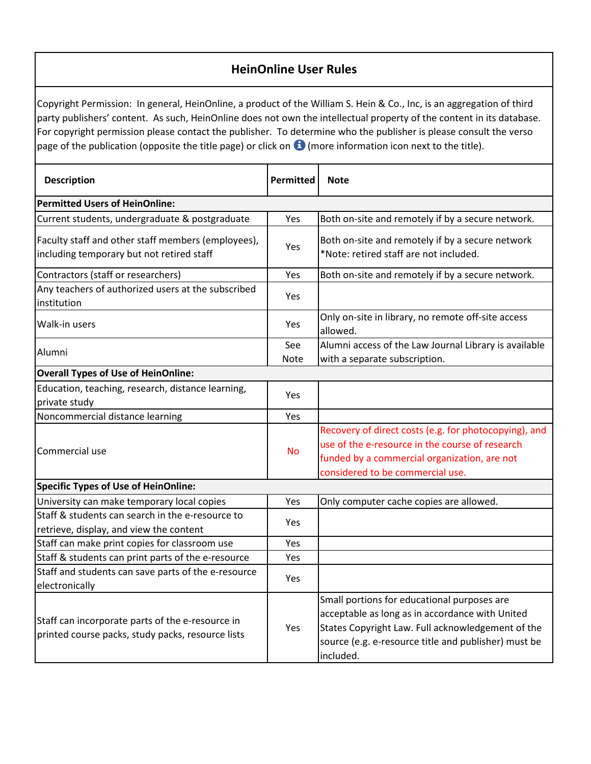# HeinOnline User Rules

Copyright Permission: In general, HeinOnline, a product of the William S. Hein & Co., Inc, is an aggregation of third party publishers' content. As such, HeinOnline does not own the intellectual property of the content in its database. For copyright permission please contact the publisher. To determine who the publisher is please consult the verso page of the publication (opposite the title page) or click on ℹ (more information icon next to the title).

| Description | Permitted | Note |
|---|---|---|
| **Permitted Users of HeinOnline:** | | |
| Current students, undergraduate & postgraduate | Yes | Both on-site and remotely if by a secure network. |
| Faculty staff and other staff members (employees), including temporary but not retired staff | Yes | Both on-site and remotely if by a secure network *Note: retired staff are not included. |
| Contractors (staff or researchers) | Yes | Both on-site and remotely if by a secure network. |
| Any teachers of authorized users at the subscribed institution | Yes | |
| Walk-in users | Yes | Only on-site in library, no remote off-site access allowed. |
| Alumni | See Note | Alumni access of the Law Journal Library is available with a separate subscription. |
| **Overall Types of Use of HeinOnline:** | | |
| Education, teaching, research, distance learning, private study | Yes | |
| Noncommercial distance learning | Yes | |
| Commercial use | No | Recovery of direct costs (e.g. for photocopying), and use of the e-resource in the course of research funded by a commercial organization, are not considered to be commercial use. |
| **Specific Types of Use of HeinOnline:** | | |
| University can make temporary local copies | Yes | Only computer cache copies are allowed. |
| Staff & students can search in the e-resource to retrieve, display, and view the content | Yes | |
| Staff can make print copies for classroom use | Yes | |
| Staff & students can print parts of the e-resource | Yes | |
| Staff and students can save parts of the e-resource electronically | Yes | |
| Staff can incorporate parts of the e-resource in printed course packs, study packs, resource lists | Yes | Small portions for educational purposes are acceptable as long as in accordance with United States Copyright Law. Full acknowledgement of the source (e.g. e-resource title and publisher) must be included. |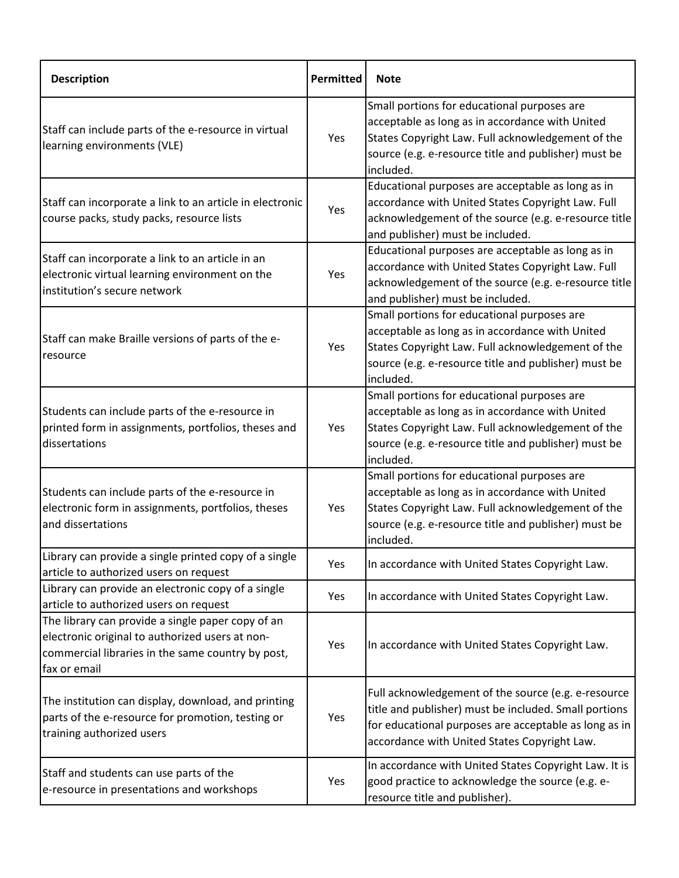| Description | Permitted | Note |
|---|---|---|
| Staff can include parts of the e-resource in virtual learning environments (VLE) | Yes | Small portions for educational purposes are acceptable as long as in accordance with United States Copyright Law. Full acknowledgement of the source (e.g. e-resource title and publisher) must be included. |
| Staff can incorporate a link to an article in electronic course packs, study packs, resource lists | Yes | Educational purposes are acceptable as long as in accordance with United States Copyright Law. Full acknowledgement of the source (e.g. e-resource title and publisher) must be included. |
| Staff can incorporate a link to an article in an electronic virtual learning environment on the institution's secure network | Yes | Educational purposes are acceptable as long as in accordance with United States Copyright Law. Full acknowledgement of the source (e.g. e-resource title and publisher) must be included. |
| Staff can make Braille versions of parts of the e-resource | Yes | Small portions for educational purposes are acceptable as long as in accordance with United States Copyright Law. Full acknowledgement of the source (e.g. e-resource title and publisher) must be included. |
| Students can include parts of the e-resource in printed form in assignments, portfolios, theses and dissertations | Yes | Small portions for educational purposes are acceptable as long as in accordance with United States Copyright Law. Full acknowledgement of the source (e.g. e-resource title and publisher) must be included. |
| Students can include parts of the e-resource in electronic form in assignments, portfolios, theses and dissertations | Yes | Small portions for educational purposes are acceptable as long as in accordance with United States Copyright Law. Full acknowledgement of the source (e.g. e-resource title and publisher) must be included. |
| Library can provide a single printed copy of a single article to authorized users on request | Yes | In accordance with United States Copyright Law. |
| Library can provide an electronic copy of a single article to authorized users on request | Yes | In accordance with United States Copyright Law. |
| The library can provide a single paper copy of an electronic original to authorized users at non-commercial libraries in the same country by post, fax or email | Yes | In accordance with United States Copyright Law. |
| The institution can display, download, and printing parts of the e-resource for promotion, testing or training authorized users | Yes | Full acknowledgement of the source (e.g. e-resource title and publisher) must be included. Small portions for educational purposes are acceptable as long as in accordance with United States Copyright Law. |
| Staff and students can use parts of the e-resource in presentations and workshops | Yes | In accordance with United States Copyright Law. It is good practice to acknowledge the source (e.g. e-resource title and publisher). |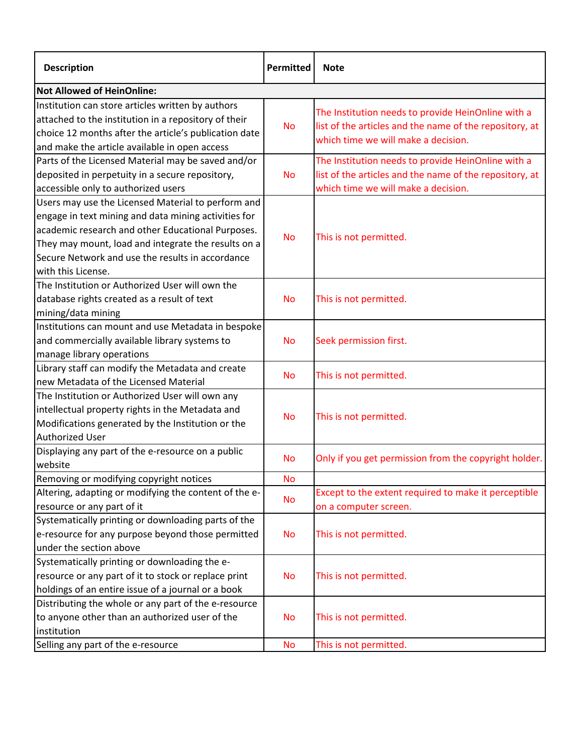| Description | Permitted | Note |
|---|---|---|
| **Not Allowed of HeinOnline:** | | |
| Institution can store articles written by authors attached to the institution in a repository of their choice 12 months after the article's publication date and make the article available in open access | No | The Institution needs to provide HeinOnline with a list of the articles and the name of the repository, at which time we will make a decision. |
| Parts of the Licensed Material may be saved and/or deposited in perpetuity in a secure repository, accessible only to authorized users | No | The Institution needs to provide HeinOnline with a list of the articles and the name of the repository, at which time we will make a decision. |
| Users may use the Licensed Material to perform and engage in text mining and data mining activities for academic research and other Educational Purposes. They may mount, load and integrate the results on a Secure Network and use the results in accordance with this License. | No | This is not permitted. |
| The Institution or Authorized User will own the database rights created as a result of text mining/data mining | No | This is not permitted. |
| Institutions can mount and use Metadata in bespoke and commercially available library systems to manage library operations | No | Seek permission first. |
| Library staff can modify the Metadata and create new Metadata of the Licensed Material | No | This is not permitted. |
| The Institution or Authorized User will own any intellectual property rights in the Metadata and Modifications generated by the Institution or the Authorized User | No | This is not permitted. |
| Displaying any part of the e-resource on a public website | No | Only if you get permission from the copyright holder. |
| Removing or modifying copyright notices | No | |
| Altering, adapting or modifying the content of the e-resource or any part of it | No | Except to the extent required to make it perceptible on a computer screen. |
| Systematically printing or downloading parts of the e-resource for any purpose beyond those permitted under the section above | No | This is not permitted. |
| Systematically printing or downloading the e-resource or any part of it to stock or replace print holdings of an entire issue of a journal or a book | No | This is not permitted. |
| Distributing the whole or any part of the e-resource to anyone other than an authorized user of the institution | No | This is not permitted. |
| Selling any part of the e-resource | No | This is not permitted. |